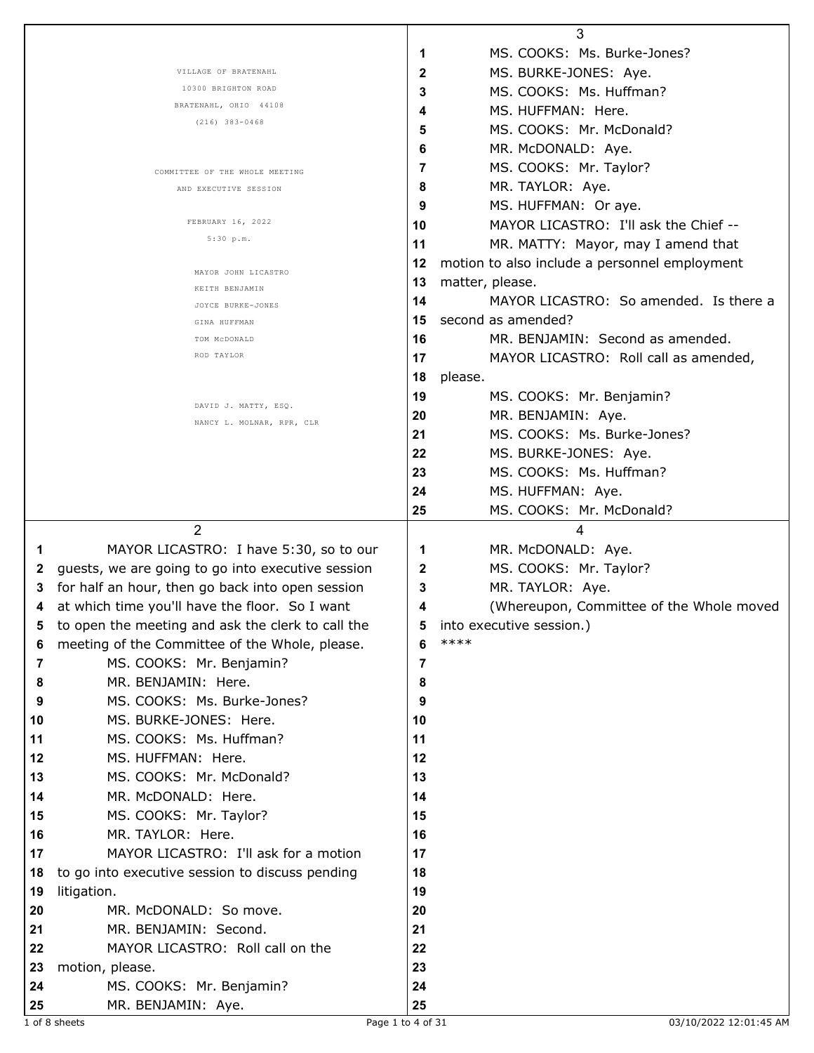VILLAGE OF BRATENAHL

10300 BRIGHTON ROAD

BRATENAHL, OHIO 44108

(216) 383-0468

COMMITTEE OF THE WHOLE MEETING

AND EXECUTIVE SESSION

FEBRUARY 16, 2022

5:30 p.m.

MAYOR JOHN LICASTRO

KEITH BENJAMIN

JOYCE BURKE-JONES

GINA HUFFMAN

TOM McDONALD

ROD TAYLOR

DAVID J. MATTY, ESQ.

NANCY L. MOLNAR, RPR, CLR

---

MAYOR LICASTRO: I have 5:30, so to our guests, we are going to go into executive session for half an hour, then go back into open session at which time you'll have the floor. So I want to open the meeting and ask the clerk to call the meeting of the Committee of the Whole, please.

MS. COOKS: Mr. Benjamin?

MR. BENJAMIN: Here.

MS. COOKS: Ms. Burke-Jones?

MS. BURKE-JONES: Here.

MS. COOKS: Ms. Huffman?

MS. HUFFMAN: Here.

MS. COOKS: Mr. McDonald?

MR. McDONALD: Here.

MS. COOKS: Mr. Taylor?

MR. TAYLOR: Here.

MAYOR LICASTRO: I'll ask for a motion to go into executive session to discuss pending litigation.

MR. McDONALD: So move.

MR. BENJAMIN: Second.

MAYOR LICASTRO: Roll call on the motion, please.

MS. COOKS: Mr. Benjamin?

MR. BENJAMIN: Aye.

MS. COOKS: Ms. Burke-Jones?

MS. BURKE-JONES: Aye.

MS. COOKS: Ms. Huffman?

MS. HUFFMAN: Here.

MS. COOKS: Mr. McDonald?

MR. McDONALD: Aye.

MS. COOKS: Mr. Taylor?

MR. TAYLOR: Aye.

MS. HUFFMAN: Or aye.

MAYOR LICASTRO: I'll ask the Chief --

MR. MATTY: Mayor, may I amend that motion to also include a personnel employment matter, please.

MAYOR LICASTRO: So amended. Is there a second as amended?

MR. BENJAMIN: Second as amended.

MAYOR LICASTRO: Roll call as amended, please.

MS. COOKS: Mr. Benjamin?

MR. BENJAMIN: Aye.

MS. COOKS: Ms. Burke-Jones?

MS. BURKE-JONES: Aye.

MS. COOKS: Ms. Huffman?

MS. HUFFMAN: Aye.

MS. COOKS: Mr. McDonald?

MR. McDONALD: Aye.

MS. COOKS: Mr. Taylor?

MR. TAYLOR: Aye.

(Whereupon, Committee of the Whole moved into executive session.)

****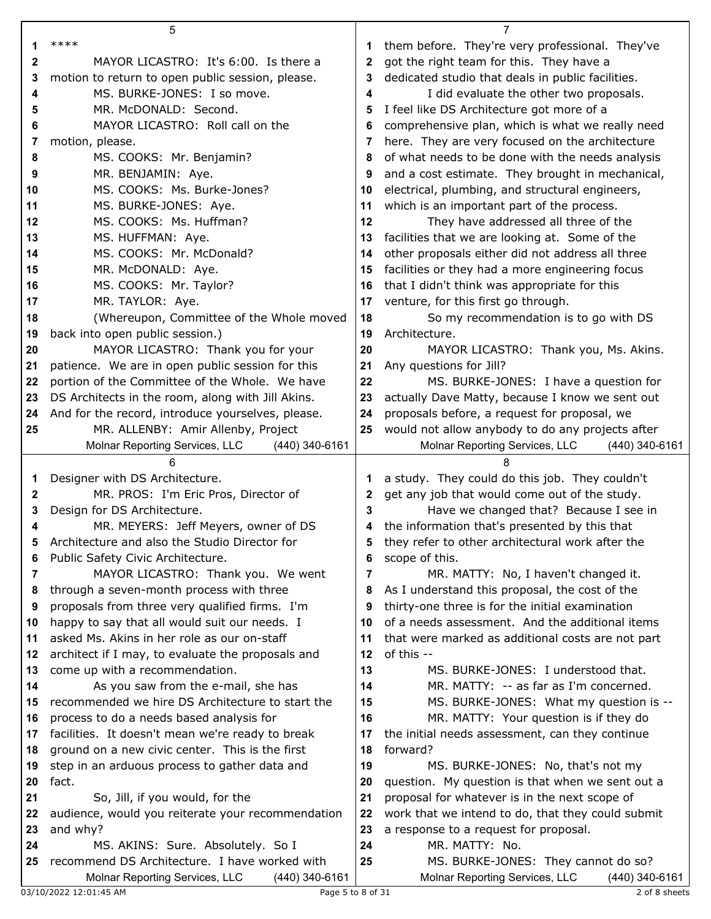\*\*\*\*

MAYOR LICASTRO: It's 6:00. Is there a motion to return to open public session, please.

MS. BURKE-JONES: I so move.

MR. McDONALD: Second.

MAYOR LICASTRO: Roll call on the motion, please.

MS. COOKS: Mr. Benjamin?

MR. BENJAMIN: Aye.

MS. COOKS: Ms. Burke-Jones?

MS. BURKE-JONES: Aye.

MS. COOKS: Ms. Huffman?

MS. HUFFMAN: Aye.

MS. COOKS: Mr. McDonald?

MR. McDONALD: Aye.

MS. COOKS: Mr. Taylor?

MR. TAYLOR: Aye.

(Whereupon, Committee of the Whole moved back into open public session.)

MAYOR LICASTRO: Thank you for your patience. We are in open public session for this portion of the Committee of the Whole. We have DS Architects in the room, along with Jill Akins. And for the record, introduce yourselves, please.

MR. ALLENBY: Amir Allenby, Project Designer with DS Architecture.

MR. PROS: I'm Eric Pros, Director of Design for DS Architecture.

MR. MEYERS: Jeff Meyers, owner of DS Architecture and also the Studio Director for Public Safety Civic Architecture.

MAYOR LICASTRO: Thank you. We went through a seven-month process with three proposals from three very qualified firms. I'm happy to say that all would suit our needs. I asked Ms. Akins in her role as our on-staff architect if I may, to evaluate the proposals and come up with a recommendation.

As you saw from the e-mail, she has recommended we hire DS Architecture to start the process to do a needs based analysis for facilities. It doesn't mean we're ready to break ground on a new civic center. This is the first step in an arduous process to gather data and fact.

So, Jill, if you would, for the audience, would you reiterate your recommendation and why?

MS. AKINS: Sure. Absolutely. So I recommend DS Architecture. I have worked with them before. They're very professional. They've got the right team for this. They have a dedicated studio that deals in public facilities.

I did evaluate the other two proposals. I feel like DS Architecture got more of a comprehensive plan, which is what we really need here. They are very focused on the architecture of what needs to be done with the needs analysis and a cost estimate. They brought in mechanical, electrical, plumbing, and structural engineers, which is an important part of the process.

They have addressed all three of the facilities that we are looking at. Some of the other proposals either did not address all three facilities or they had a more engineering focus that I didn't think was appropriate for this venture, for this first go through.

So my recommendation is to go with DS Architecture.

MAYOR LICASTRO: Thank you, Ms. Akins. Any questions for Jill?

MS. BURKE-JONES: I have a question for actually Dave Matty, because I know we sent out proposals before, a request for proposal, we would not allow anybody to do any projects after a study. They could do this job. They couldn't get any job that would come out of the study.

Have we changed that? Because I see in the information that's presented by this that they refer to other architectural work after the scope of this.

MR. MATTY: No, I haven't changed it. As I understand this proposal, the cost of the thirty-one three is for the initial examination of a needs assessment. And the additional items that were marked as additional costs are not part of this --

MS. BURKE-JONES: I understood that.

MR. MATTY: -- as far as I'm concerned.

MS. BURKE-JONES: What my question is --

MR. MATTY: Your question is if they do the initial needs assessment, can they continue forward?

MS. BURKE-JONES: No, that's not my question. My question is that when we sent out a proposal for whatever is in the next scope of work that we intend to do, that they could submit a response to a request for proposal.

MR. MATTY: No.

MS. BURKE-JONES: They cannot do so?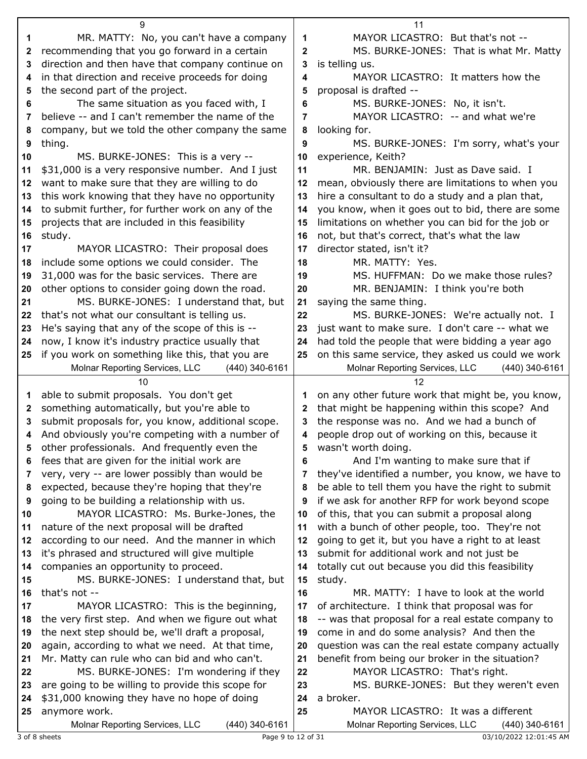MR. MATTY: No, you can't have a company recommending that you go forward in a certain direction and then have that company continue on in that direction and receive proceeds for doing the second part of the project.

The same situation as you faced with, I believe -- and I can't remember the name of the company, but we told the other company the same thing.

MS. BURKE-JONES: This is a very -- $31,000 is a very responsive number. And I just want to make sure that they are willing to do this work knowing that they have no opportunity to submit further, for further work on any of the projects that are included in this feasibility study.

MAYOR LICASTRO: Their proposal does include some options we could consider. The 31,000 was for the basic services. There are other options to consider going down the road.

MS. BURKE-JONES: I understand that, but that's not what our consultant is telling us. He's saying that any of the scope of this is -- now, I know it's industry practice usually that if you work on something like this, that you are able to submit proposals. You don't get something automatically, but you're able to submit proposals for, you know, additional scope. And obviously you're competing with a number of other professionals. And frequently even the fees that are given for the initial work are very, very -- are lower possibly than would be expected, because they're hoping that they're going to be building a relationship with us.

MAYOR LICASTRO: Ms. Burke-Jones, the nature of the next proposal will be drafted according to our need. And the manner in which it's phrased and structured will give multiple companies an opportunity to proceed.

MS. BURKE-JONES: I understand that, but that's not --

MAYOR LICASTRO: This is the beginning, the very first step. And when we figure out what the next step should be, we'll draft a proposal, again, according to what we need. At that time, Mr. Matty can rule who can bid and who can't.

MS. BURKE-JONES: I'm wondering if they are going to be willing to provide this scope for $31,000 knowing they have no hope of doing anymore work.

MAYOR LICASTRO: But that's not --

MS. BURKE-JONES: That is what Mr. Matty is telling us.

MAYOR LICASTRO: It matters how the proposal is drafted --

MS. BURKE-JONES: No, it isn't.

MAYOR LICASTRO: -- and what we're looking for.

MS. BURKE-JONES: I'm sorry, what's your experience, Keith?

MR. BENJAMIN: Just as Dave said. I mean, obviously there are limitations to when you hire a consultant to do a study and a plan that, you know, when it goes out to bid, there are some limitations on whether you can bid for the job or not, but that's correct, that's what the law director stated, isn't it?

MR. MATTY: Yes.

MS. HUFFMAN: Do we make those rules?

MR. BENJAMIN: I think you're both saying the same thing.

MS. BURKE-JONES: We're actually not. I just want to make sure. I don't care -- what we had told the people that were bidding a year ago on this same service, they asked us could we work on any other future work that might be, you know, that might be happening within this scope? And the response was no. And we had a bunch of people drop out of working on this, because it wasn't worth doing.

And I'm wanting to make sure that if they've identified a number, you know, we have to be able to tell them you have the right to submit if we ask for another RFP for work beyond scope of this, that you can submit a proposal along with a bunch of other people, too. They're not going to get it, but you have a right to at least submit for additional work and not just be totally cut out because you did this feasibility study.

MR. MATTY: I have to look at the world of architecture. I think that proposal was for -- was that proposal for a real estate company to come in and do some analysis? And then the question was can the real estate company actually benefit from being our broker in the situation?

MAYOR LICASTRO: That's right.

MS. BURKE-JONES: But they weren't even a broker.

MAYOR LICASTRO: It was a different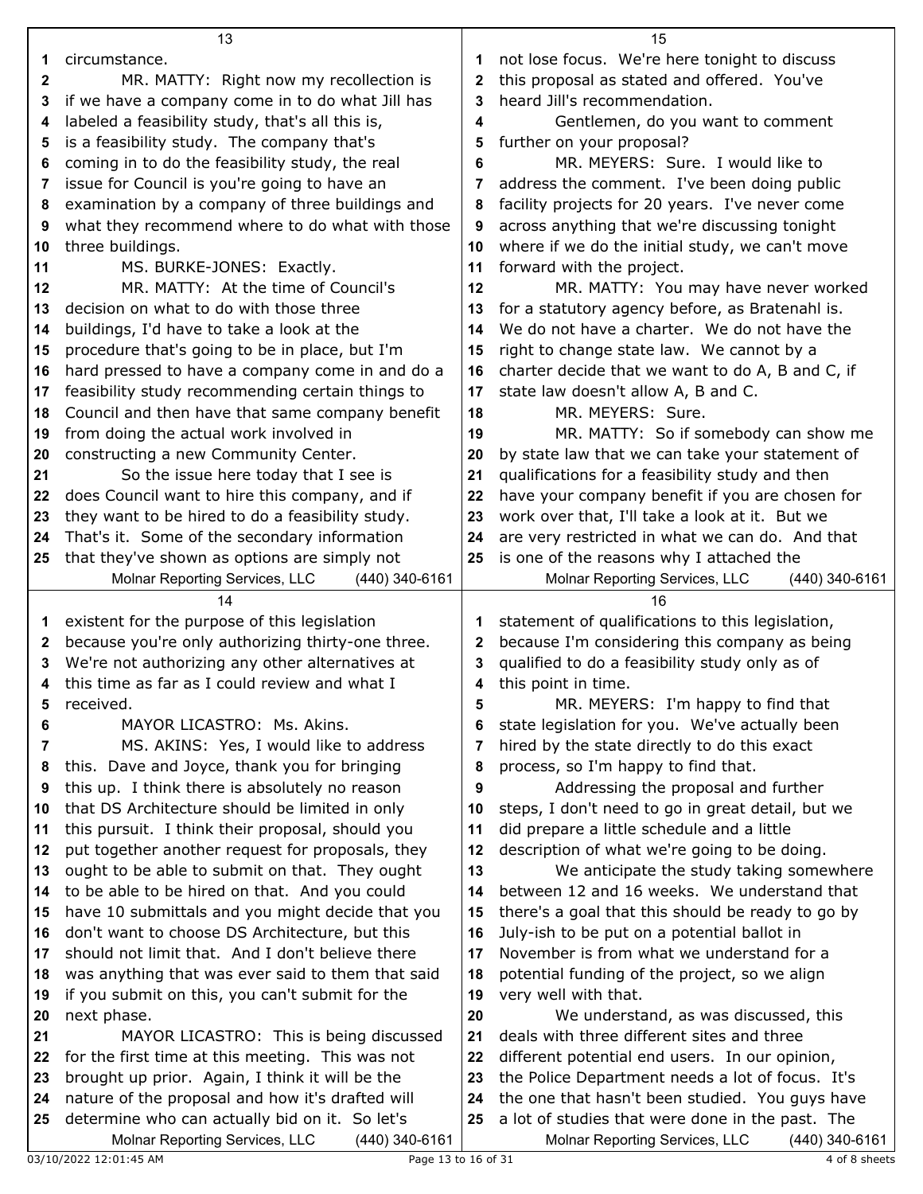circumstance.

MR. MATTY: Right now my recollection is if we have a company come in to do what Jill has labeled a feasibility study, that's all this is, is a feasibility study. The company that's coming in to do the feasibility study, the real issue for Council is you're going to have an examination by a company of three buildings and what they recommend where to do what with those three buildings.

MS. BURKE-JONES: Exactly.

MR. MATTY: At the time of Council's decision on what to do with those three buildings, I'd have to take a look at the procedure that's going to be in place, but I'm hard pressed to have a company come in and do a feasibility study recommending certain things to Council and then have that same company benefit from doing the actual work involved in constructing a new Community Center.

So the issue here today that I see is does Council want to hire this company, and if they want to be hired to do a feasibility study. That's it. Some of the secondary information that they've shown as options are simply not existent for the purpose of this legislation because you're only authorizing thirty-one three. We're not authorizing any other alternatives at this time as far as I could review and what I received.

MAYOR LICASTRO: Ms. Akins.

MS. AKINS: Yes, I would like to address this. Dave and Joyce, thank you for bringing this up. I think there is absolutely no reason that DS Architecture should be limited in only this pursuit. I think their proposal, should you put together another request for proposals, they ought to be able to submit on that. They ought to be able to be hired on that. And you could have 10 submittals and you might decide that you don't want to choose DS Architecture, but this should not limit that. And I don't believe there was anything that was ever said to them that said if you submit on this, you can't submit for the next phase.

MAYOR LICASTRO: This is being discussed for the first time at this meeting. This was not brought up prior. Again, I think it will be the nature of the proposal and how it's drafted will determine who can actually bid on it. So let's not lose focus. We're here tonight to discuss this proposal as stated and offered. You've heard Jill's recommendation.

Gentlemen, do you want to comment further on your proposal?

MR. MEYERS: Sure. I would like to address the comment. I've been doing public facility projects for 20 years. I've never come across anything that we're discussing tonight where if we do the initial study, we can't move forward with the project.

MR. MATTY: You may have never worked for a statutory agency before, as Bratenahl is. We do not have a charter. We do not have the right to change state law. We cannot by a charter decide that we want to do A, B and C, if state law doesn't allow A, B and C.

MR. MEYERS: Sure.

MR. MATTY: So if somebody can show me by state law that we can take your statement of qualifications for a feasibility study and then have your company benefit if you are chosen for work over that, I'll take a look at it. But we are very restricted in what we can do. And that is one of the reasons why I attached the statement of qualifications to this legislation, because I'm considering this company as being qualified to do a feasibility study only as of this point in time.

MR. MEYERS: I'm happy to find that state legislation for you. We've actually been hired by the state directly to do this exact process, so I'm happy to find that.

Addressing the proposal and further steps, I don't need to go in great detail, but we did prepare a little schedule and a little description of what we're going to be doing.

We anticipate the study taking somewhere between 12 and 16 weeks. We understand that there's a goal that this should be ready to go by July-ish to be put on a potential ballot in November is from what we understand for a potential funding of the project, so we align very well with that.

We understand, as was discussed, this deals with three different sites and three different potential end users. In our opinion, the Police Department needs a lot of focus. It's the one that hasn't been studied. You guys have a lot of studies that were done in the past. The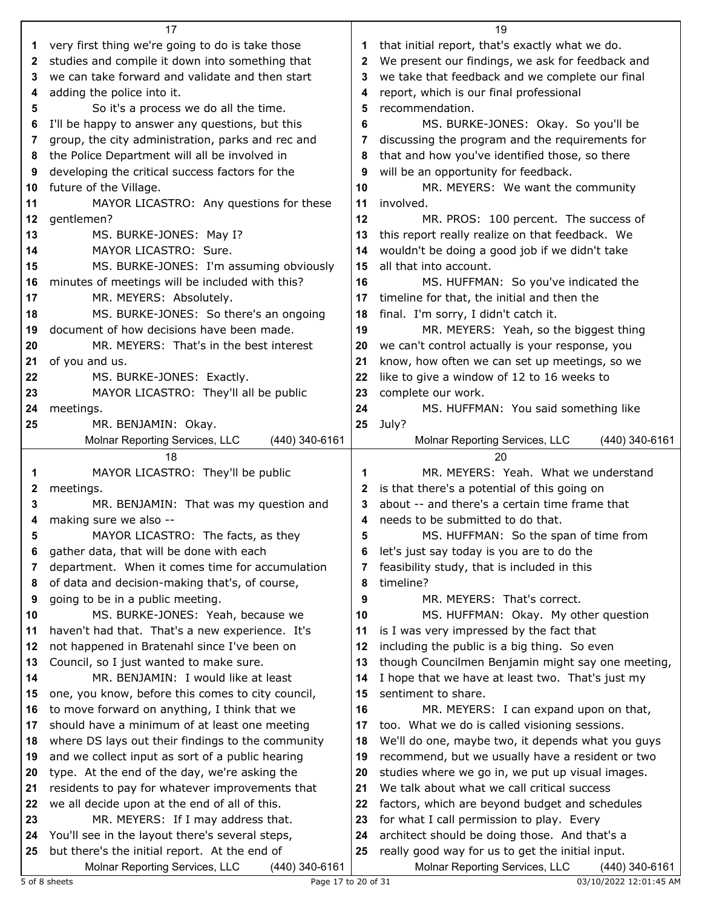very first thing we're going to do is take those studies and compile it down into something that we can take forward and validate and then start adding the police into it.

So it's a process we do all the time. I'll be happy to answer any questions, but this group, the city administration, parks and rec and the Police Department will all be involved in developing the critical success factors for the future of the Village.

MAYOR LICASTRO: Any questions for these gentlemen?

MS. BURKE-JONES: May I?

MAYOR LICASTRO: Sure.

MS. BURKE-JONES: I'm assuming obviously minutes of meetings will be included with this?

MR. MEYERS: Absolutely.

MS. BURKE-JONES: So there's an ongoing document of how decisions have been made.

MR. MEYERS: That's in the best interest of you and us.

MS. BURKE-JONES: Exactly.

MAYOR LICASTRO: They'll all be public meetings.

MR. BENJAMIN: Okay.

MAYOR LICASTRO: They'll be public meetings.

MR. BENJAMIN: That was my question and making sure we also --

MAYOR LICASTRO: The facts, as they gather data, that will be done with each department. When it comes time for accumulation of data and decision-making that's, of course, going to be in a public meeting.

MS. BURKE-JONES: Yeah, because we haven't had that. That's a new experience. It's not happened in Bratenahl since I've been on Council, so I just wanted to make sure.

MR. BENJAMIN: I would like at least one, you know, before this comes to city council, to move forward on anything, I think that we should have a minimum of at least one meeting where DS lays out their findings to the community and we collect input as sort of a public hearing type. At the end of the day, we're asking the residents to pay for whatever improvements that we all decide upon at the end of all of this.

MR. MEYERS: If I may address that. You'll see in the layout there's several steps, but there's the initial report. At the end of that initial report, that's exactly what we do. We present our findings, we ask for feedback and we take that feedback and we complete our final report, which is our final professional recommendation.

MS. BURKE-JONES: Okay. So you'll be discussing the program and the requirements for that and how you've identified those, so there will be an opportunity for feedback.

MR. MEYERS: We want the community involved.

MR. PROS: 100 percent. The success of this report really realize on that feedback. We wouldn't be doing a good job if we didn't take all that into account.

MS. HUFFMAN: So you've indicated the timeline for that, the initial and then the final. I'm sorry, I didn't catch it.

MR. MEYERS: Yeah, so the biggest thing we can't control actually is your response, you know, how often we can set up meetings, so we like to give a window of 12 to 16 weeks to complete our work.

MS. HUFFMAN: You said something like July?

MR. MEYERS: Yeah. What we understand is that there's a potential of this going on about -- and there's a certain time frame that needs to be submitted to do that.

MS. HUFFMAN: So the span of time from let's just say today is you are to do the feasibility study, that is included in this timeline?

MR. MEYERS: That's correct.

MS. HUFFMAN: Okay. My other question is I was very impressed by the fact that including the public is a big thing. So even though Councilmen Benjamin might say one meeting, I hope that we have at least two. That's just my sentiment to share.

MR. MEYERS: I can expand upon on that, too. What we do is called visioning sessions. We'll do one, maybe two, it depends what you guys recommend, but we usually have a resident or two studies where we go in, we put up visual images. We talk about what we call critical success factors, which are beyond budget and schedules for what I call permission to play. Every architect should be doing those. And that's a really good way for us to get the initial input.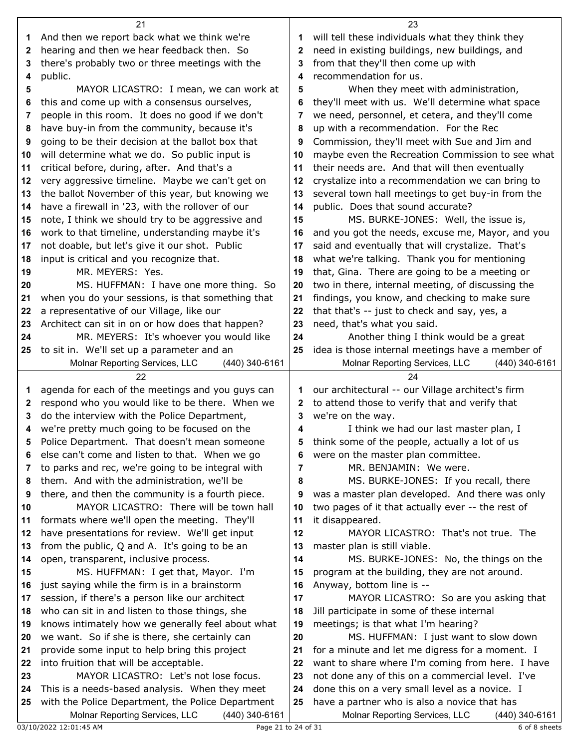And then we report back what we think we're hearing and then we hear feedback then. So there's probably two or three meetings with the public.

MAYOR LICASTRO: I mean, we can work at this and come up with a consensus ourselves, people in this room. It does no good if we don't have buy-in from the community, because it's going to be their decision at the ballot box that will determine what we do. So public input is critical before, during, after. And that's a very aggressive timeline. Maybe we can't get on the ballot November of this year, but knowing we have a firewall in '23, with the rollover of our note, I think we should try to be aggressive and work to that timeline, understanding maybe it's not doable, but let's give it our shot. Public input is critical and you recognize that.

MR. MEYERS: Yes.

MS. HUFFMAN: I have one more thing. So when you do your sessions, is that something that a representative of our Village, like our Architect can sit in on or how does that happen?

MR. MEYERS: It's whoever you would like to sit in. We'll set up a parameter and an agenda for each of the meetings and you guys can respond who you would like to be there. When we do the interview with the Police Department, we're pretty much going to be focused on the Police Department. That doesn't mean someone else can't come and listen to that. When we go to parks and rec, we're going to be integral with them. And with the administration, we'll be there, and then the community is a fourth piece.

MAYOR LICASTRO: There will be town hall formats where we'll open the meeting. They'll have presentations for review. We'll get input from the public, Q and A. It's going to be an open, transparent, inclusive process.

MS. HUFFMAN: I get that, Mayor. I'm just saying while the firm is in a brainstorm session, if there's a person like our architect who can sit in and listen to those things, she knows intimately how we generally feel about what we want. So if she is there, she certainly can provide some input to help bring this project into fruition that will be acceptable.

MAYOR LICASTRO: Let's not lose focus. This is a needs-based analysis. When they meet with the Police Department, the Police Department will tell these individuals what they think they need in existing buildings, new buildings, and from that they'll then come up with recommendation for us.

When they meet with administration, they'll meet with us. We'll determine what space we need, personnel, et cetera, and they'll come up with a recommendation. For the Rec Commission, they'll meet with Sue and Jim and maybe even the Recreation Commission to see what their needs are. And that will then eventually crystalize into a recommendation we can bring to several town hall meetings to get buy-in from the public. Does that sound accurate?

MS. BURKE-JONES: Well, the issue is, and you got the needs, excuse me, Mayor, and you said and eventually that will crystalize. That's what we're talking. Thank you for mentioning that, Gina. There are going to be a meeting or two in there, internal meeting, of discussing the findings, you know, and checking to make sure that that's -- just to check and say, yes, a need, that's what you said.

Another thing I think would be a great idea is those internal meetings have a member of our architectural -- our Village architect's firm to attend those to verify that and verify that we're on the way.

I think we had our last master plan, I think some of the people, actually a lot of us were on the master plan committee.

MR. BENJAMIN: We were.

MS. BURKE-JONES: If you recall, there was a master plan developed. And there was only two pages of it that actually ever -- the rest of it disappeared.

MAYOR LICASTRO: That's not true. The master plan is still viable.

MS. BURKE-JONES: No, the things on the program at the building, they are not around. Anyway, bottom line is --

MAYOR LICASTRO: So are you asking that Jill participate in some of these internal meetings; is that what I'm hearing?

MS. HUFFMAN: I just want to slow down for a minute and let me digress for a moment. I want to share where I'm coming from here. I have not done any of this on a commercial level. I've done this on a very small level as a novice. I have a partner who is also a novice that has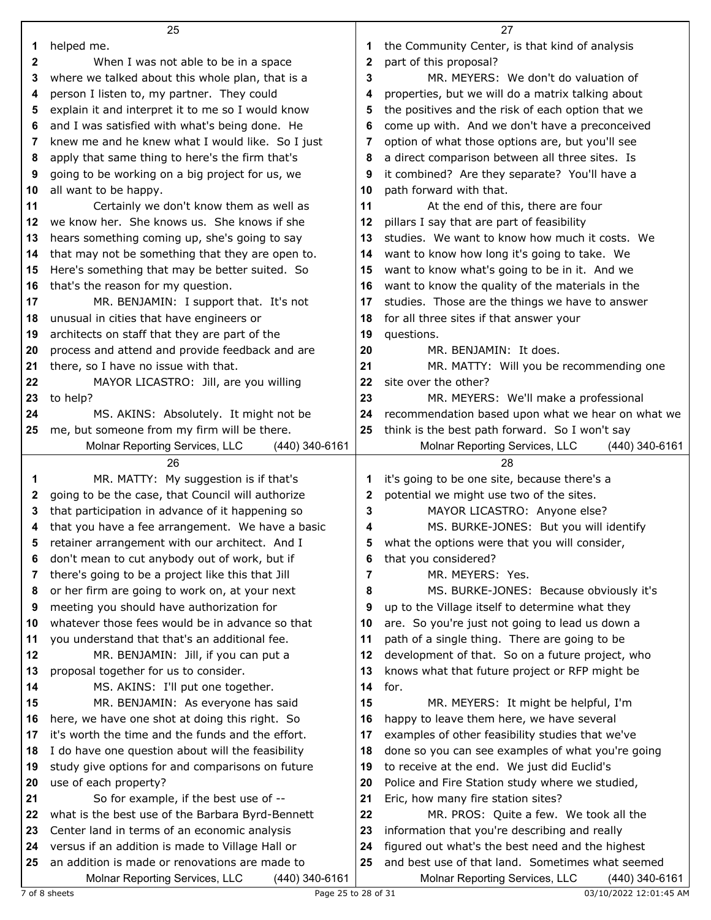helped me.

When I was not able to be in a space where we talked about this whole plan, that is a person I listen to, my partner. They could explain it and interpret it to me so I would know and I was satisfied with what's being done. He knew me and he knew what I would like. So I just apply that same thing to here's the firm that's going to be working on a big project for us, we all want to be happy.

Certainly we don't know them as well as we know her. She knows us. She knows if she hears something coming up, she's going to say that may not be something that they are open to. Here's something that may be better suited. So that's the reason for my question.

MR. BENJAMIN: I support that. It's not unusual in cities that have engineers or architects on staff that they are part of the process and attend and provide feedback and are there, so I have no issue with that.

MAYOR LICASTRO: Jill, are you willing to help?

MS. AKINS: Absolutely. It might not be me, but someone from my firm will be there.

MR. MATTY: My suggestion is if that's going to be the case, that Council will authorize that participation in advance of it happening so that you have a fee arrangement. We have a basic retainer arrangement with our architect. And I don't mean to cut anybody out of work, but if there's going to be a project like this that Jill or her firm are going to work on, at your next meeting you should have authorization for whatever those fees would be in advance so that you understand that that's an additional fee.

MR. BENJAMIN: Jill, if you can put a proposal together for us to consider.

MS. AKINS: I'll put one together.

MR. BENJAMIN: As everyone has said here, we have one shot at doing this right. So it's worth the time and the funds and the effort. I do have one question about will the feasibility study give options for and comparisons on future use of each property?

So for example, if the best use of -- what is the best use of the Barbara Byrd-Bennett Center land in terms of an economic analysis versus if an addition is made to Village Hall or an addition is made or renovations are made to the Community Center, is that kind of analysis part of this proposal?

MR. MEYERS: We don't do valuation of properties, but we will do a matrix talking about the positives and the risk of each option that we come up with. And we don't have a preconceived option of what those options are, but you'll see a direct comparison between all three sites. Is it combined? Are they separate? You'll have a path forward with that.

At the end of this, there are four pillars I say that are part of feasibility studies. We want to know how much it costs. We want to know how long it's going to take. We want to know what's going to be in it. And we want to know the quality of the materials in the studies. Those are the things we have to answer for all three sites if that answer your questions.

MR. BENJAMIN: It does.

MR. MATTY: Will you be recommending one site over the other?

MR. MEYERS: We'll make a professional recommendation based upon what we hear on what we think is the best path forward. So I won't say it's going to be one site, because there's a potential we might use two of the sites.

MAYOR LICASTRO: Anyone else?

MS. BURKE-JONES: But you will identify what the options were that you will consider, that you considered?

MR. MEYERS: Yes.

MS. BURKE-JONES: Because obviously it's up to the Village itself to determine what they are. So you're just not going to lead us down a path of a single thing. There are going to be development of that. So on a future project, who knows what that future project or RFP might be for.

MR. MEYERS: It might be helpful, I'm happy to leave them here, we have several examples of other feasibility studies that we've done so you can see examples of what you're going to receive at the end. We just did Euclid's Police and Fire Station study where we studied, Eric, how many fire station sites?

MR. PROS: Quite a few. We took all the information that you're describing and really figured out what's the best need and the highest and best use of that land. Sometimes what seemed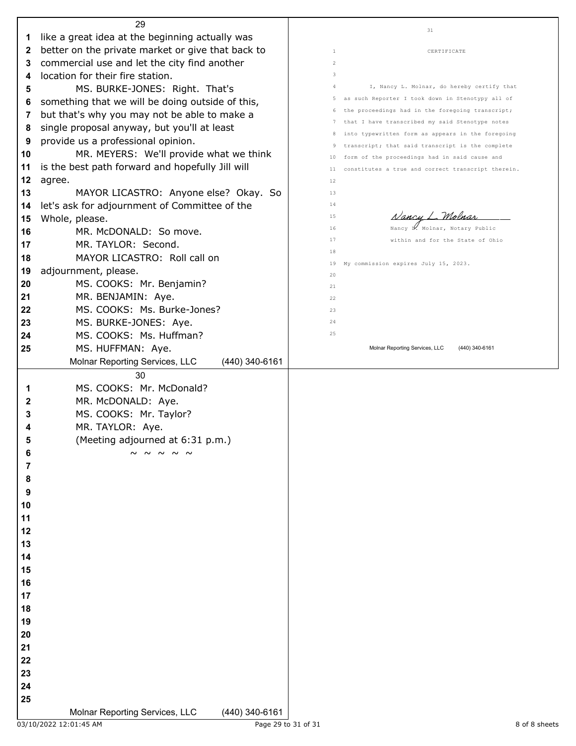like a great idea at the beginning actually was better on the private market or give that back to commercial use and let the city find another location for their fire station.

MS. BURKE-JONES: Right. That's something that we will be doing outside of this, but that's why you may not be able to make a single proposal anyway, but you'll at least provide us a professional opinion.

MR. MEYERS: We'll provide what we think is the best path forward and hopefully Jill will agree.

MAYOR LICASTRO: Anyone else? Okay. So let's ask for adjournment of Committee of the Whole, please.

MR. McDONALD: So move.

MR. TAYLOR: Second.

MAYOR LICASTRO: Roll call on adjournment, please.

MS. COOKS: Mr. Benjamin?

MR. BENJAMIN: Aye.

MS. COOKS: Ms. Burke-Jones?

MS. BURKE-JONES: Aye.

MS. COOKS: Ms. Huffman?

MS. HUFFMAN: Aye.

MS. COOKS: Mr. McDonald?

MR. McDONALD: Aye.

MS. COOKS: Mr. Taylor?

MR. TAYLOR: Aye.

(Meeting adjourned at 6:31 p.m.)

~ ~ ~ ~ ~

## CERTIFICATE

I, Nancy L. Molnar, do hereby certify that as such Reporter I took down in Stenotypy all of the proceedings had in the foregoing transcript; that I have transcribed my said Stenotype notes into typewritten form as appears in the foregoing transcript; that said transcript is the complete form of the proceedings had in said cause and constitutes a true and correct transcript therein.

*Nancy L. Molnar*

Nancy L. Molnar, Notary Public
within and for the State of Ohio

My commission expires July 15, 2023.